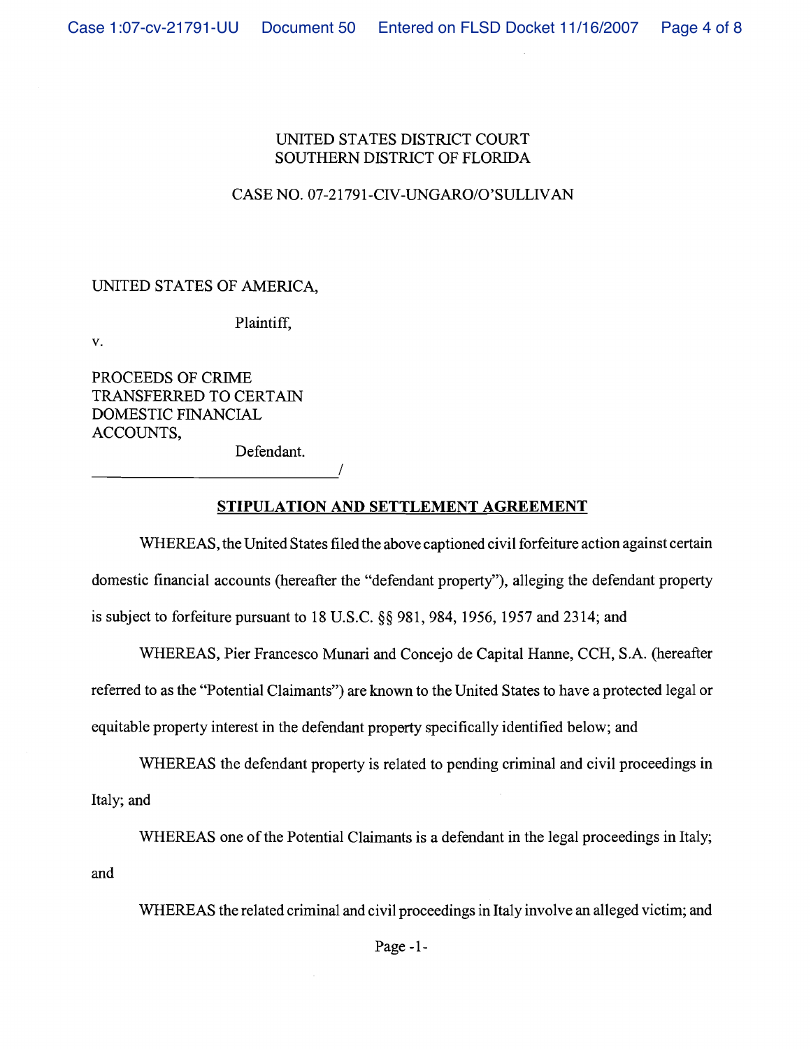UNITED STATES DISTRICT COURT
SOUTHERN DISTRICT OF FLORIDA

CASE NO. 07-21791-CIV-UNGARO/O'SULLIVAN

UNITED STATES OF AMERICA,

Plaintiff,

v.

PROCEEDS OF CRIME TRANSFERRED TO CERTAIN DOMESTIC FINANCIAL ACCOUNTS,

Defendant.

_______________________________/

## STIPULATION AND SETTLEMENT AGREEMENT

WHEREAS, the United States filed the above captioned civil forfeiture action against certain domestic financial accounts (hereafter the "defendant property"), alleging the defendant property is subject to forfeiture pursuant to 18 U.S.C. §§ 981, 984, 1956, 1957 and 2314; and

WHEREAS, Pier Francesco Munari and Concejo de Capital Hanne, CCH, S.A. (hereafter referred to as the "Potential Claimants") are known to the United States to have a protected legal or equitable property interest in the defendant property specifically identified below; and

WHEREAS the defendant property is related to pending criminal and civil proceedings in Italy; and

WHEREAS one of the Potential Claimants is a defendant in the legal proceedings in Italy; and

WHEREAS the related criminal and civil proceedings in Italy involve an alleged victim; and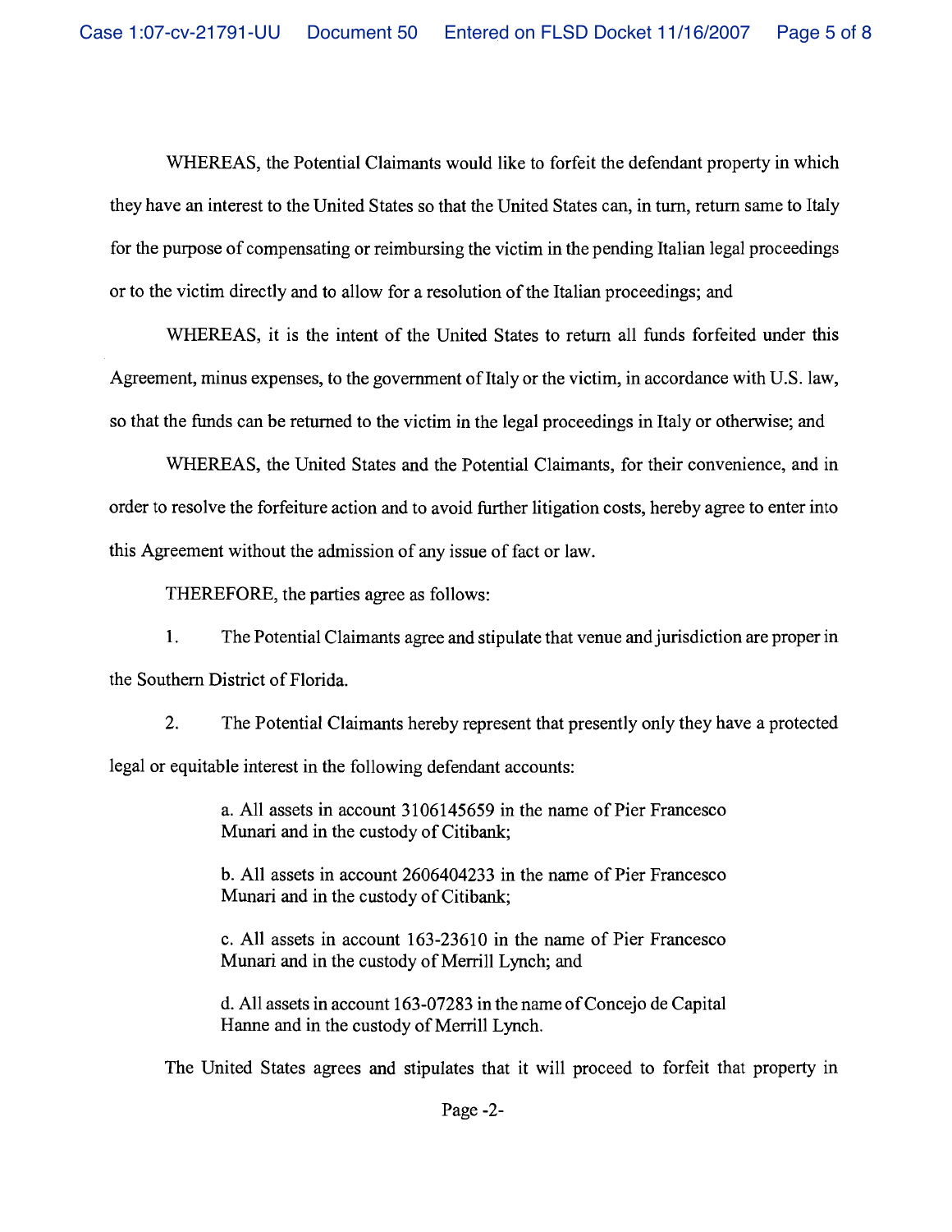WHEREAS, the Potential Claimants would like to forfeit the defendant property in which they have an interest to the United States so that the United States can, in turn, return same to Italy for the purpose of compensating or reimbursing the victim in the pending Italian legal proceedings or to the victim directly and to allow for a resolution of the Italian proceedings; and

WHEREAS, it is the intent of the United States to return all funds forfeited under this Agreement, minus expenses, to the government of Italy or the victim, in accordance with U.S. law, so that the funds can be returned to the victim in the legal proceedings in Italy or otherwise; and

WHEREAS, the United States and the Potential Claimants, for their convenience, and in order to resolve the forfeiture action and to avoid further litigation costs, hereby agree to enter into this Agreement without the admission of any issue of fact or law.

THEREFORE, the parties agree as follows:

1. The Potential Claimants agree and stipulate that venue and jurisdiction are proper in the Southern District of Florida.

2. The Potential Claimants hereby represent that presently only they have a protected legal or equitable interest in the following defendant accounts:

   a. All assets in account 3106145659 in the name of Pier Francesco Munari and in the custody of Citibank;

   b. All assets in account 2606404233 in the name of Pier Francesco Munari and in the custody of Citibank;

   c. All assets in account 163-23610 in the name of Pier Francesco Munari and in the custody of Merrill Lynch; and

   d. All assets in account 163-07283 in the name of Concejo de Capital Hanne and in the custody of Merrill Lynch.

The United States agrees and stipulates that it will proceed to forfeit that property in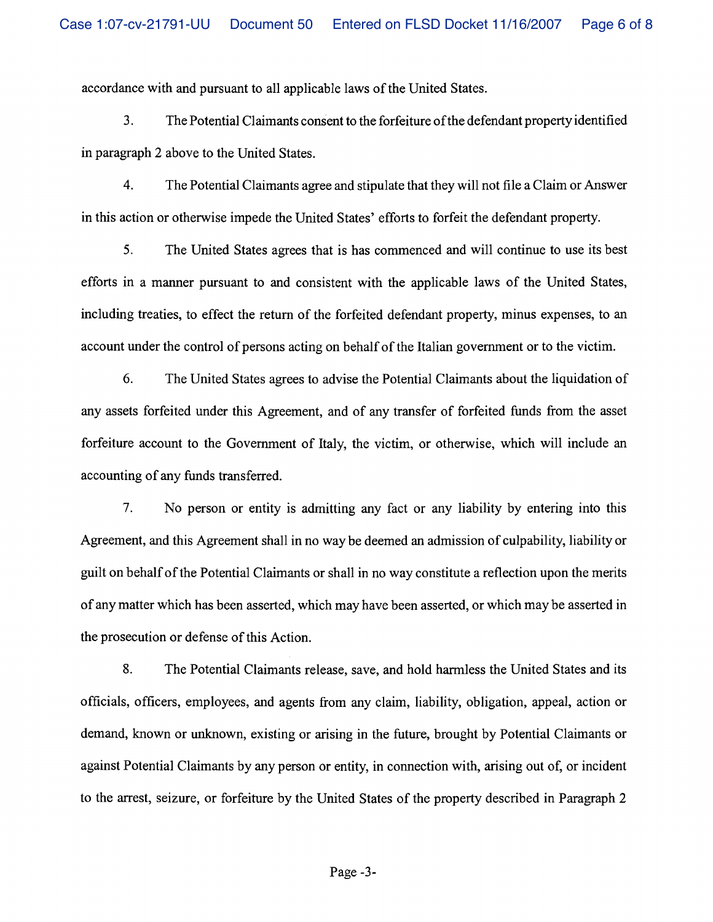accordance with and pursuant to all applicable laws of the United States.

3. The Potential Claimants consent to the forfeiture of the defendant property identified in paragraph 2 above to the United States.

4. The Potential Claimants agree and stipulate that they will not file a Claim or Answer in this action or otherwise impede the United States' efforts to forfeit the defendant property.

5. The United States agrees that is has commenced and will continue to use its best efforts in a manner pursuant to and consistent with the applicable laws of the United States, including treaties, to effect the return of the forfeited defendant property, minus expenses, to an account under the control of persons acting on behalf of the Italian government or to the victim.

6. The United States agrees to advise the Potential Claimants about the liquidation of any assets forfeited under this Agreement, and of any transfer of forfeited funds from the asset forfeiture account to the Government of Italy, the victim, or otherwise, which will include an accounting of any funds transferred.

7. No person or entity is admitting any fact or any liability by entering into this Agreement, and this Agreement shall in no way be deemed an admission of culpability, liability or guilt on behalf of the Potential Claimants or shall in no way constitute a reflection upon the merits of any matter which has been asserted, which may have been asserted, or which may be asserted in the prosecution or defense of this Action.

8. The Potential Claimants release, save, and hold harmless the United States and its officials, officers, employees, and agents from any claim, liability, obligation, appeal, action or demand, known or unknown, existing or arising in the future, brought by Potential Claimants or against Potential Claimants by any person or entity, in connection with, arising out of, or incident to the arrest, seizure, or forfeiture by the United States of the property described in Paragraph 2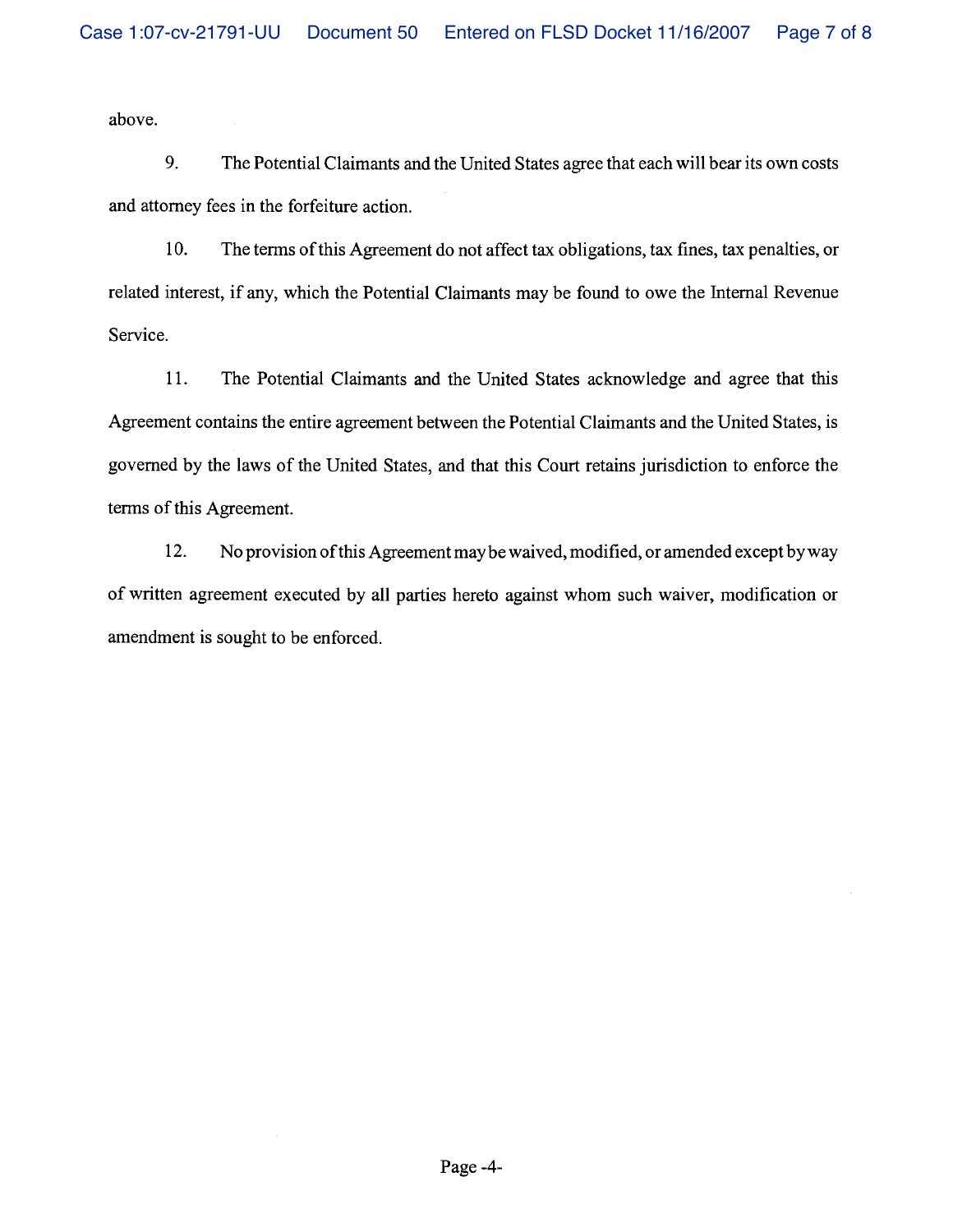above.

9. The Potential Claimants and the United States agree that each will bear its own costs and attorney fees in the forfeiture action.

10. The terms of this Agreement do not affect tax obligations, tax fines, tax penalties, or related interest, if any, which the Potential Claimants may be found to owe the Internal Revenue Service.

11. The Potential Claimants and the United States acknowledge and agree that this Agreement contains the entire agreement between the Potential Claimants and the United States, is governed by the laws of the United States, and that this Court retains jurisdiction to enforce the terms of this Agreement.

12. No provision of this Agreement may be waived, modified, or amended except by way of written agreement executed by all parties hereto against whom such waiver, modification or amendment is sought to be enforced.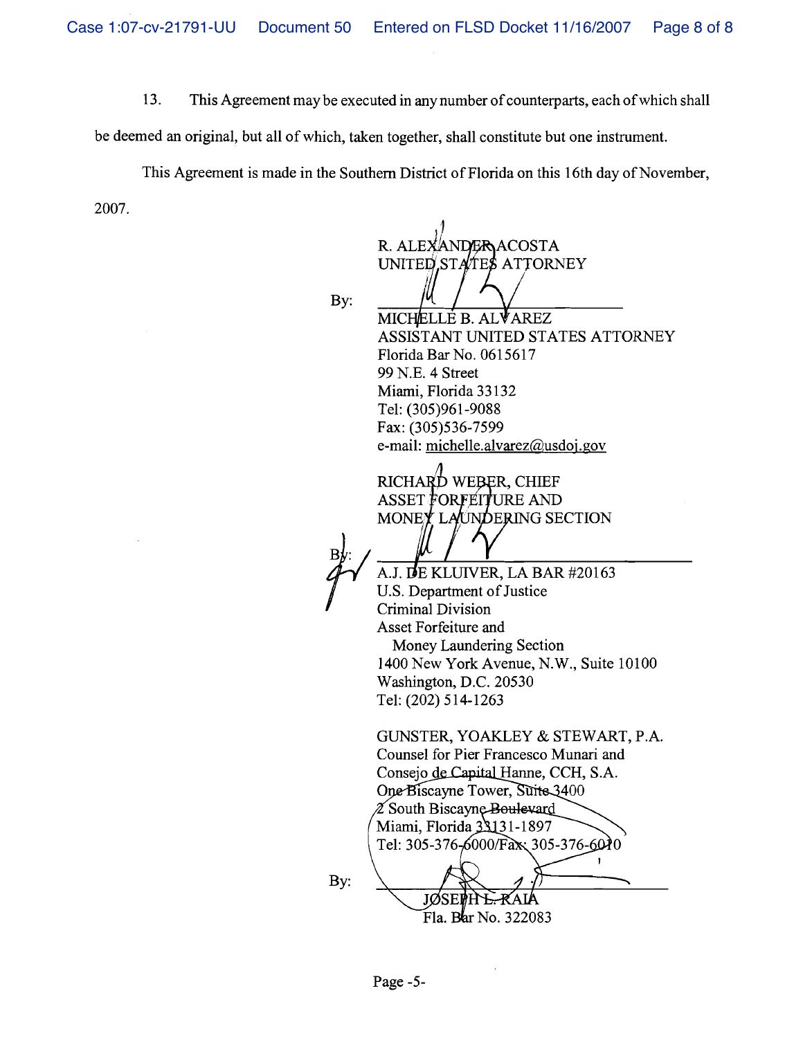13. This Agreement may be executed in any number of counterparts, each of which shall be deemed an original, but all of which, taken together, shall constitute but one instrument.

This Agreement is made in the Southern District of Florida on this 16th day of November, 2007.

R. ALEXANDER ACOSTA
UNITED STATES ATTORNEY

By: ______________________________
MICHELLE B. ALVAREZ
ASSISTANT UNITED STATES ATTORNEY
Florida Bar No. 0615617
99 N.E. 4 Street
Miami, Florida 33132
Tel: (305)961-9088
Fax: (305)536-7599
e-mail: michelle.alvarez@usdoj.gov

RICHARD WEBER, CHIEF
ASSET FORFEITURE AND
MONEY LAUNDERING SECTION

By: ______________________________
A.J. DE KLUIVER, LA BAR #20163
U.S. Department of Justice
Criminal Division
Asset Forfeiture and
Money Laundering Section
1400 New York Avenue, N.W., Suite 10100
Washington, D.C. 20530
Tel: (202) 514-1263

GUNSTER, YOAKLEY & STEWART, P.A.
Counsel for Pier Francesco Munari and
Consejo de Capital Hanne, CCH, S.A.
One Biscayne Tower, Suite 3400
2 South Biscayne Boulevard
Miami, Florida 33131-1897
Tel: 305-376-6000/Fax: 305-376-6010

By: ______________________________
JOSEPH L. RAIA
Fla. Bar No. 322083